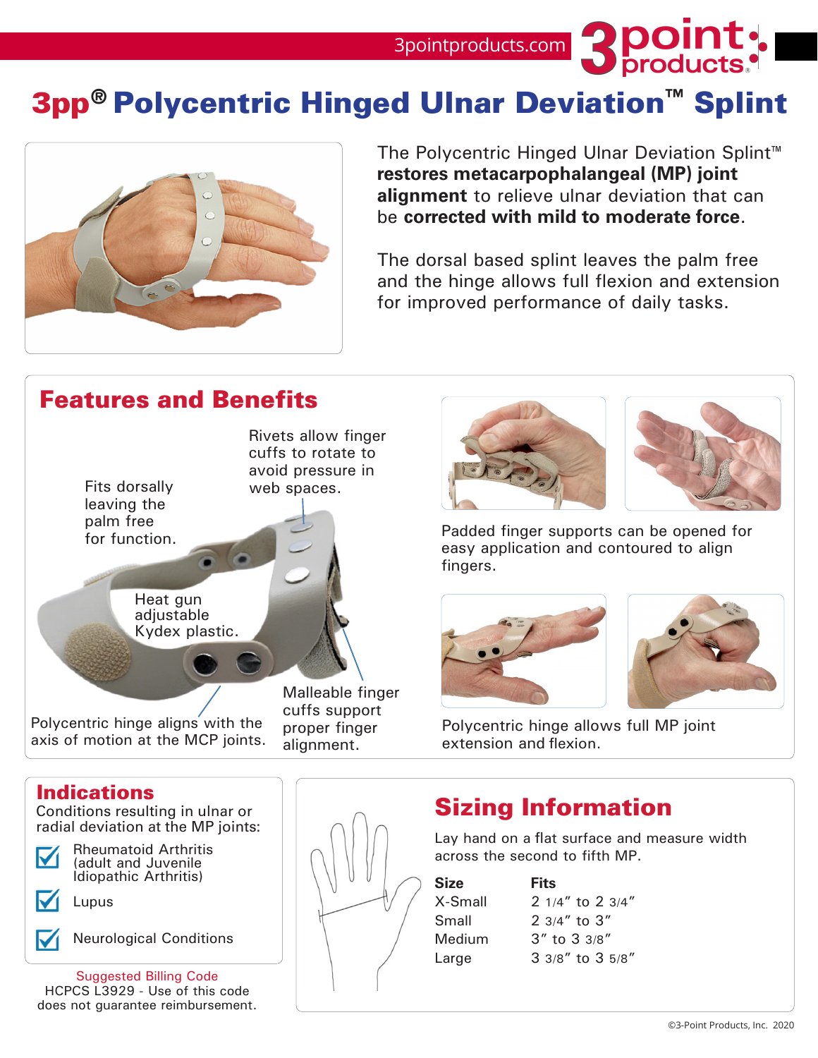3pointproducts.com

# 3pp® Polycentric Hinged Ulnar Deviation™ Splint

The Polycentric Hinged Ulnar Deviation Splint™ **restores metacarpophalangeal (MP) joint alignment** to relieve ulnar deviation that can be **corrected with mild to moderate force**.

The dorsal based splint leaves the palm free and the hinge allows full flexion and extension for improved performance of daily tasks.

## Features and Benefits

Fits dorsally leaving the palm free for function.

Rivets allow finger cuffs to rotate to avoid pressure in web spaces.

Heat gun adjustable Kydex plastic.

Polycentric hinge aligns with the axis of motion at the MCP joints.

Malleable finger cuffs support proper finger alignment.

Padded finger supports can be opened for easy application and contoured to align fingers.

Polycentric hinge allows full MP joint extension and flexion.

## Indications

Conditions resulting in ulnar or radial deviation at the MP joints:

- ☑ Rheumatoid Arthritis (adult and Juvenile Idiopathic Arthritis)
- ☑ Lupus
- ☑ Neurological Conditions

Suggested Billing Code
HCPCS L3929 - Use of this code does not guarantee reimbursement.

## Sizing Information

Lay hand on a flat surface and measure width across the second to fifth MP.

| Size | Fits |
| --- | --- |
| X-Small | 2 1/4″ to 2 3/4″ |
| Small | 2 3/4″ to 3″ |
| Medium | 3″ to 3 3/8″ |
| Large | 3 3/8″ to 3 5/8″ |

©3-Point Products, Inc. 2020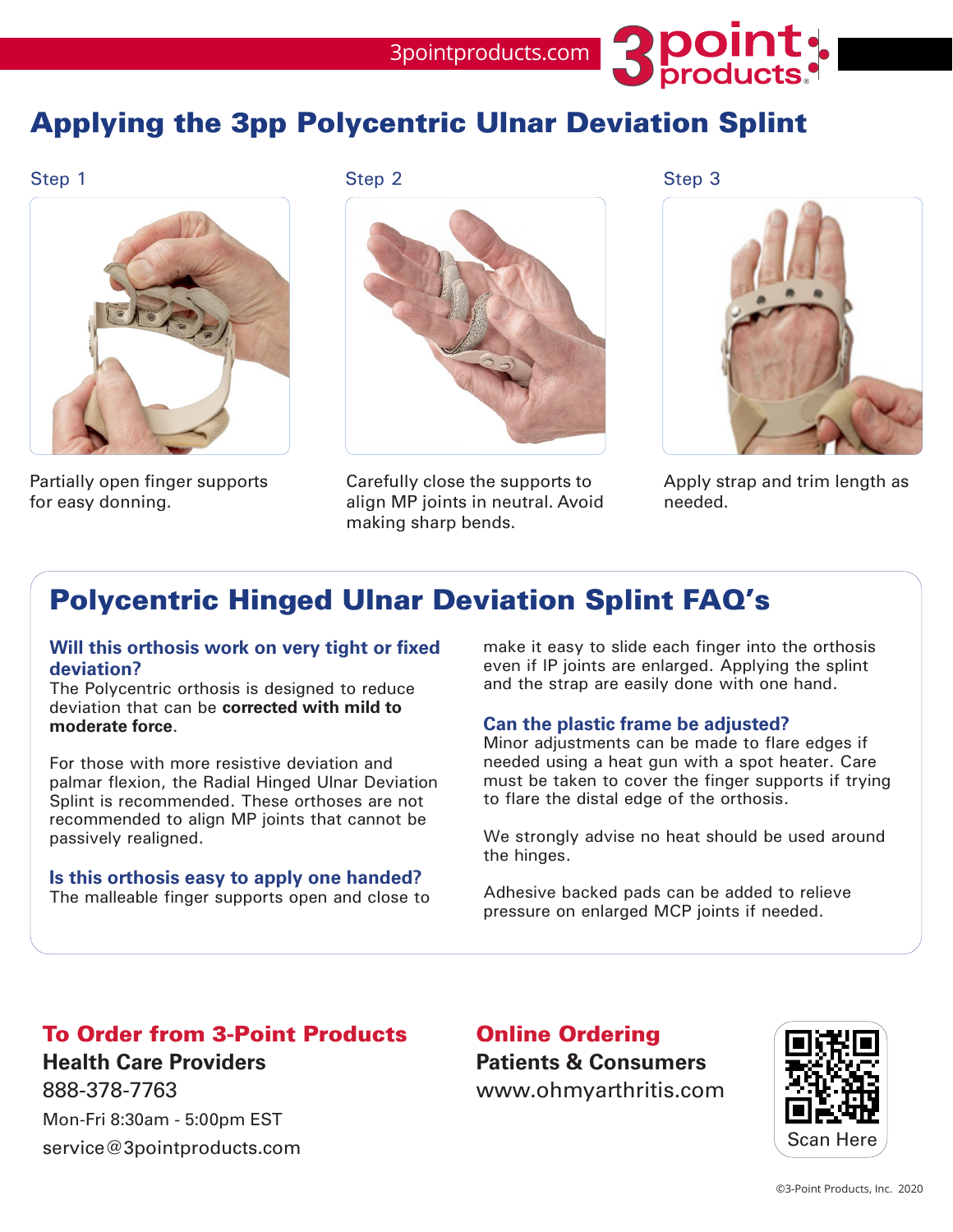# Applying the 3pp Polycentric Ulnar Deviation Splint

Step 1

Partially open finger supports for easy donning.

Step 2

Carefully close the supports to align MP joints in neutral. Avoid making sharp bends.

Step 3

Apply strap and trim length as needed.

## Polycentric Hinged Ulnar Deviation Splint FAQ's

### Will this orthosis work on very tight or fixed deviation?

The Polycentric orthosis is designed to reduce deviation that can be **corrected with mild to moderate force**.

For those with more resistive deviation and palmar flexion, the Radial Hinged Ulnar Deviation Splint is recommended. These orthoses are not recommended to align MP joints that cannot be passively realigned.

### Is this orthosis easy to apply one handed?

The malleable finger supports open and close to make it easy to slide each finger into the orthosis even if IP joints are enlarged. Applying the splint and the strap are easily done with one hand.

### Can the plastic frame be adjusted?

Minor adjustments can be made to flare edges if needed using a heat gun with a spot heater. Care must be taken to cover the finger supports if trying to flare the distal edge of the orthosis.

We strongly advise no heat should be used around the hinges.

Adhesive backed pads can be added to relieve pressure on enlarged MCP joints if needed.

## To Order from 3-Point Products

**Health Care Providers**

888-378-7763

Mon-Fri 8:30am - 5:00pm EST

service@3pointproducts.com

## Online Ordering

**Patients & Consumers**

www.ohmyarthritis.com

Scan Here

©3-Point Products, Inc. 2020